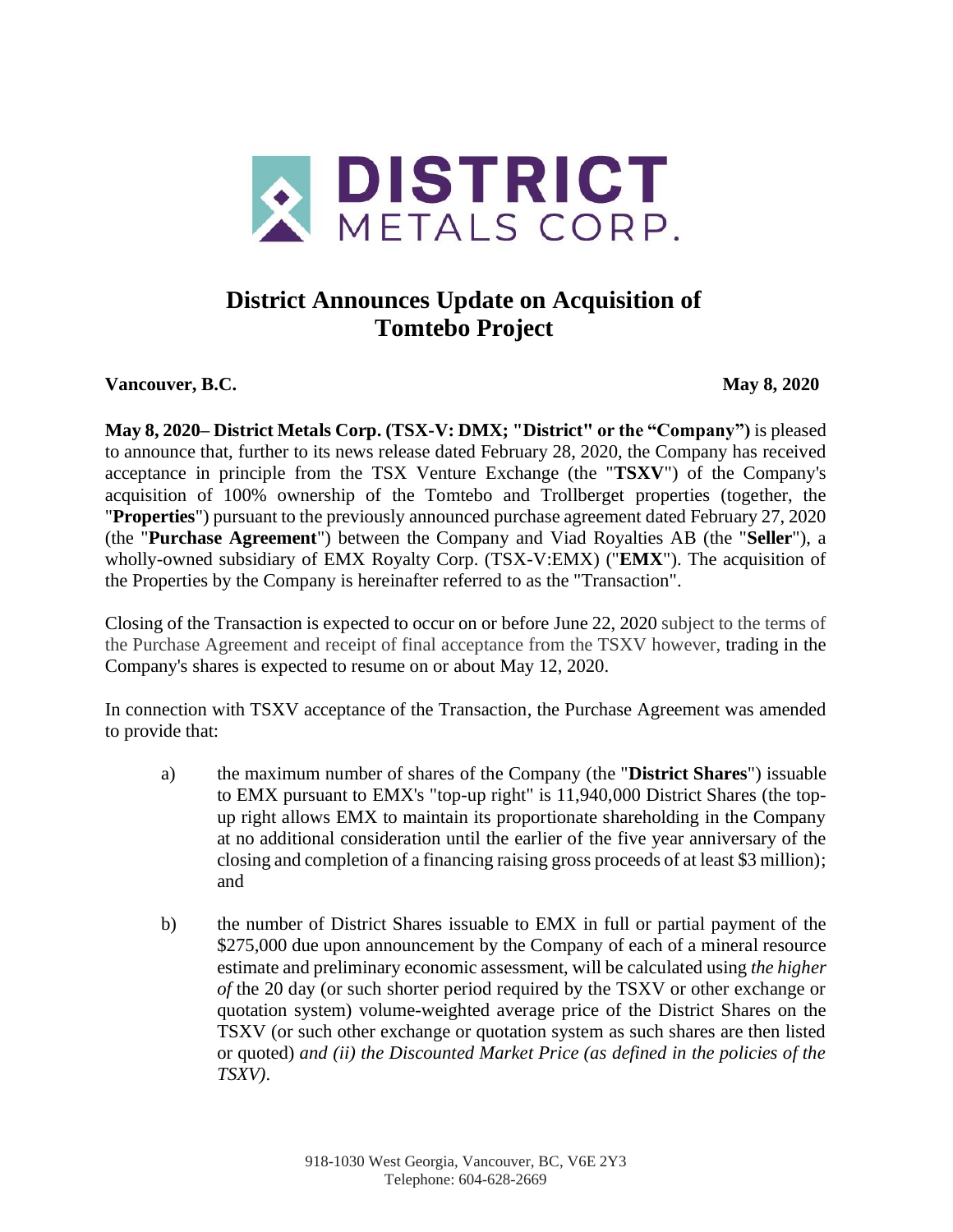DISTRICT METALS CORP.

# District Announces Update on Acquisition of Tomtebo Project

**Vancouver, B.C.** **May 8, 2020**

**May 8, 2020– District Metals Corp. (TSX-V: DMX; "District" or the "Company")** is pleased to announce that, further to its news release dated February 28, 2020, the Company has received acceptance in principle from the TSX Venture Exchange (the "**TSXV**") of the Company's acquisition of 100% ownership of the Tomtebo and Trollberget properties (together, the "**Properties**") pursuant to the previously announced purchase agreement dated February 27, 2020 (the "**Purchase Agreement**") between the Company and Viad Royalties AB (the "**Seller**"), a wholly-owned subsidiary of EMX Royalty Corp. (TSX-V:EMX) ("**EMX**"). The acquisition of the Properties by the Company is hereinafter referred to as the "Transaction".

Closing of the Transaction is expected to occur on or before June 22, 2020 subject to the terms of the Purchase Agreement and receipt of final acceptance from the TSXV however, trading in the Company's shares is expected to resume on or about May 12, 2020.

In connection with TSXV acceptance of the Transaction, the Purchase Agreement was amended to provide that:

a) the maximum number of shares of the Company (the "**District Shares**") issuable to EMX pursuant to EMX's "top-up right" is 11,940,000 District Shares (the top-up right allows EMX to maintain its proportionate shareholding in the Company at no additional consideration until the earlier of the five year anniversary of the closing and completion of a financing raising gross proceeds of at least $3 million); and

b) the number of District Shares issuable to EMX in full or partial payment of the $275,000 due upon announcement by the Company of each of a mineral resource estimate and preliminary economic assessment, will be calculated using *the higher of* the 20 day (or such shorter period required by the TSXV or other exchange or quotation system) volume-weighted average price of the District Shares on the TSXV (or such other exchange or quotation system as such shares are then listed or quoted) *and (ii) the Discounted Market Price (as defined in the policies of the TSXV)*.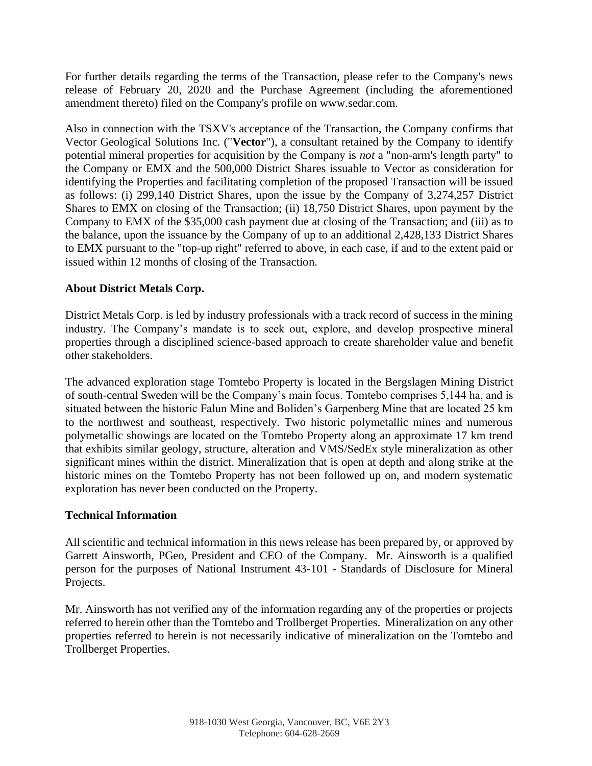For further details regarding the terms of the Transaction, please refer to the Company's news release of February 20, 2020 and the Purchase Agreement (including the aforementioned amendment thereto) filed on the Company's profile on www.sedar.com.

Also in connection with the TSXV's acceptance of the Transaction, the Company confirms that Vector Geological Solutions Inc. ("**Vector**"), a consultant retained by the Company to identify potential mineral properties for acquisition by the Company is *not* a "non-arm's length party" to the Company or EMX and the 500,000 District Shares issuable to Vector as consideration for identifying the Properties and facilitating completion of the proposed Transaction will be issued as follows: (i) 299,140 District Shares, upon the issue by the Company of 3,274,257 District Shares to EMX on closing of the Transaction; (ii) 18,750 District Shares, upon payment by the Company to EMX of the $35,000 cash payment due at closing of the Transaction; and (iii) as to the balance, upon the issuance by the Company of up to an additional 2,428,133 District Shares to EMX pursuant to the "top-up right" referred to above, in each case, if and to the extent paid or issued within 12 months of closing of the Transaction.

## About District Metals Corp.

District Metals Corp. is led by industry professionals with a track record of success in the mining industry. The Company's mandate is to seek out, explore, and develop prospective mineral properties through a disciplined science-based approach to create shareholder value and benefit other stakeholders.

The advanced exploration stage Tomtebo Property is located in the Bergslagen Mining District of south-central Sweden will be the Company's main focus. Tomtebo comprises 5,144 ha, and is situated between the historic Falun Mine and Boliden's Garpenberg Mine that are located 25 km to the northwest and southeast, respectively. Two historic polymetallic mines and numerous polymetallic showings are located on the Tomtebo Property along an approximate 17 km trend that exhibits similar geology, structure, alteration and VMS/SedEx style mineralization as other significant mines within the district. Mineralization that is open at depth and along strike at the historic mines on the Tomtebo Property has not been followed up on, and modern systematic exploration has never been conducted on the Property.

## Technical Information

All scientific and technical information in this news release has been prepared by, or approved by Garrett Ainsworth, PGeo, President and CEO of the Company. Mr. Ainsworth is a qualified person for the purposes of National Instrument 43-101 - Standards of Disclosure for Mineral Projects.

Mr. Ainsworth has not verified any of the information regarding any of the properties or projects referred to herein other than the Tomtebo and Trollberget Properties. Mineralization on any other properties referred to herein is not necessarily indicative of mineralization on the Tomtebo and Trollberget Properties.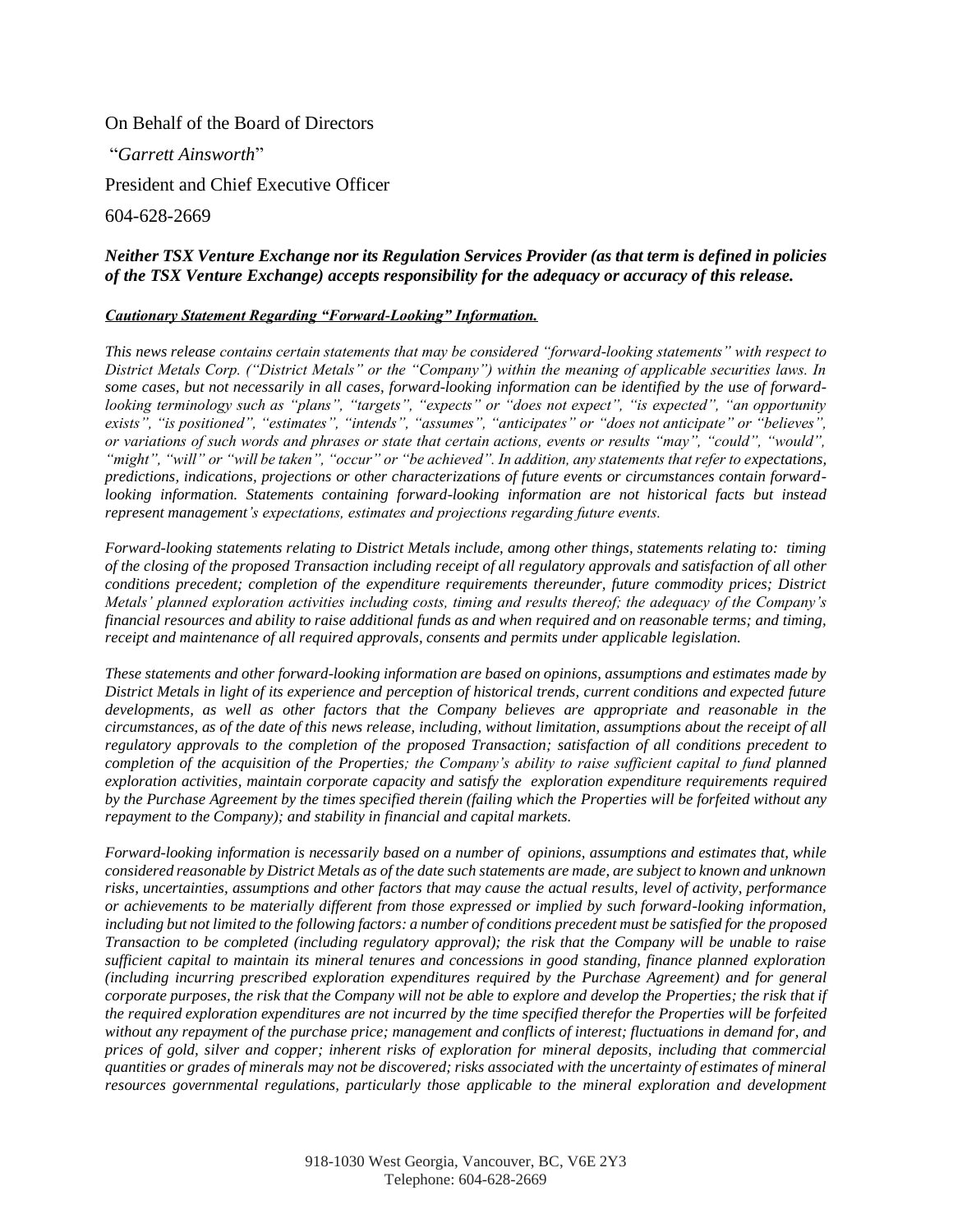On Behalf of the Board of Directors

"*Garrett Ainsworth*"

President and Chief Executive Officer

604-628-2669

***Neither TSX Venture Exchange nor its Regulation Services Provider (as that term is defined in policies of the TSX Venture Exchange) accepts responsibility for the adequacy or accuracy of this release.***

***Cautionary Statement Regarding "Forward-Looking" Information.***

*This news release contains certain statements that may be considered "forward-looking statements" with respect to District Metals Corp. ("District Metals" or the "Company") within the meaning of applicable securities laws. In some cases, but not necessarily in all cases, forward-looking information can be identified by the use of forward-looking terminology such as "plans", "targets", "expects" or "does not expect", "is expected", "an opportunity exists", "is positioned", "estimates", "intends", "assumes", "anticipates" or "does not anticipate" or "believes", or variations of such words and phrases or state that certain actions, events or results "may", "could", "would", "might", "will" or "will be taken", "occur" or "be achieved". In addition, any statements that refer to expectations, predictions, indications, projections or other characterizations of future events or circumstances contain forward-looking information. Statements containing forward-looking information are not historical facts but instead represent management's expectations, estimates and projections regarding future events.*

*Forward-looking statements relating to District Metals include, among other things, statements relating to: timing of the closing of the proposed Transaction including receipt of all regulatory approvals and satisfaction of all other conditions precedent; completion of the expenditure requirements thereunder, future commodity prices; District Metals' planned exploration activities including costs, timing and results thereof; the adequacy of the Company's financial resources and ability to raise additional funds as and when required and on reasonable terms; and timing, receipt and maintenance of all required approvals, consents and permits under applicable legislation.*

*These statements and other forward-looking information are based on opinions, assumptions and estimates made by District Metals in light of its experience and perception of historical trends, current conditions and expected future developments, as well as other factors that the Company believes are appropriate and reasonable in the circumstances, as of the date of this news release, including, without limitation, assumptions about the receipt of all regulatory approvals to the completion of the proposed Transaction; satisfaction of all conditions precedent to completion of the acquisition of the Properties; the Company's ability to raise sufficient capital to fund planned exploration activities, maintain corporate capacity and satisfy the exploration expenditure requirements required by the Purchase Agreement by the times specified therein (failing which the Properties will be forfeited without any repayment to the Company); and stability in financial and capital markets.*

*Forward-looking information is necessarily based on a number of opinions, assumptions and estimates that, while considered reasonable by District Metals as of the date such statements are made, are subject to known and unknown risks, uncertainties, assumptions and other factors that may cause the actual results, level of activity, performance or achievements to be materially different from those expressed or implied by such forward-looking information, including but not limited to the following factors: a number of conditions precedent must be satisfied for the proposed Transaction to be completed (including regulatory approval); the risk that the Company will be unable to raise sufficient capital to maintain its mineral tenures and concessions in good standing, finance planned exploration (including incurring prescribed exploration expenditures required by the Purchase Agreement) and for general corporate purposes, the risk that the Company will not be able to explore and develop the Properties; the risk that if the required exploration expenditures are not incurred by the time specified therefor the Properties will be forfeited without any repayment of the purchase price; management and conflicts of interest; fluctuations in demand for, and prices of gold, silver and copper; inherent risks of exploration for mineral deposits, including that commercial quantities or grades of minerals may not be discovered; risks associated with the uncertainty of estimates of mineral resources governmental regulations, particularly those applicable to the mineral exploration and development*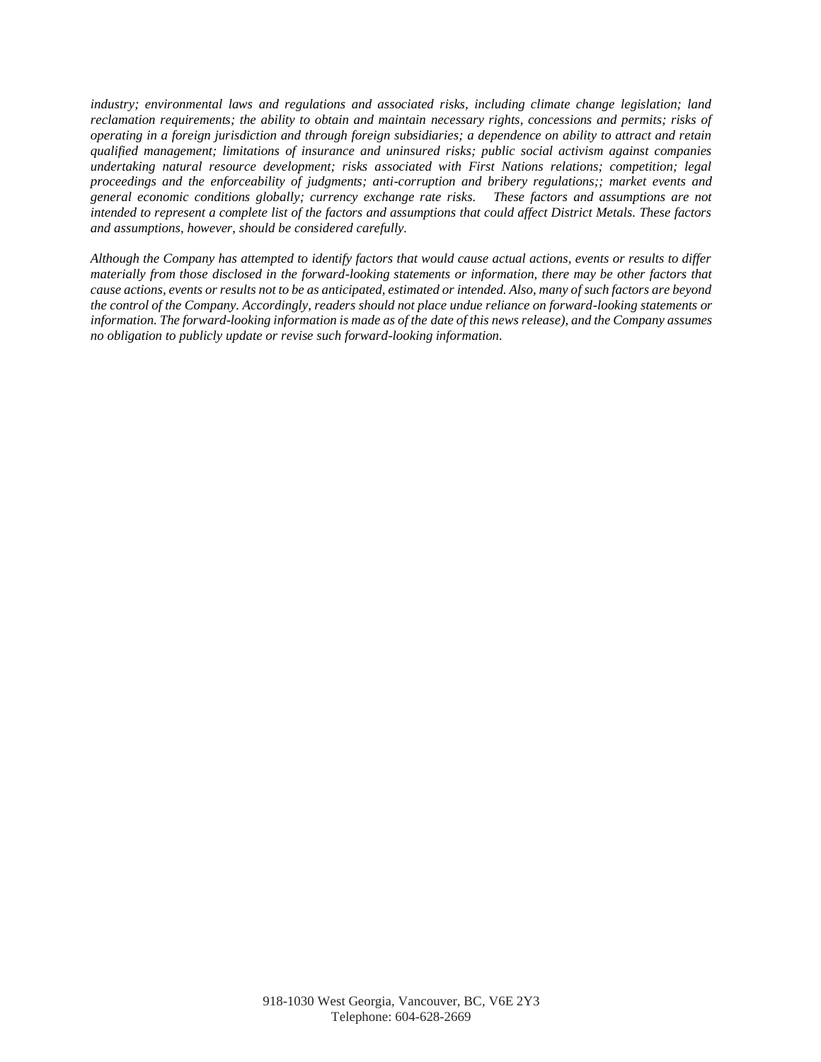*industry; environmental laws and regulations and associated risks, including climate change legislation; land reclamation requirements; the ability to obtain and maintain necessary rights, concessions and permits; risks of operating in a foreign jurisdiction and through foreign subsidiaries; a dependence on ability to attract and retain qualified management; limitations of insurance and uninsured risks; public social activism against companies undertaking natural resource development; risks associated with First Nations relations; competition; legal proceedings and the enforceability of judgments; anti-corruption and bribery regulations;; market events and general economic conditions globally; currency exchange rate risks. These factors and assumptions are not intended to represent a complete list of the factors and assumptions that could affect District Metals. These factors and assumptions, however, should be considered carefully.*

*Although the Company has attempted to identify factors that would cause actual actions, events or results to differ materially from those disclosed in the forward-looking statements or information, there may be other factors that cause actions, events or results not to be as anticipated, estimated or intended. Also, many of such factors are beyond the control of the Company. Accordingly, readers should not place undue reliance on forward-looking statements or information. The forward-looking information is made as of the date of this news release), and the Company assumes no obligation to publicly update or revise such forward-looking information.*

918-1030 West Georgia, Vancouver, BC, V6E 2Y3
Telephone: 604-628-2669